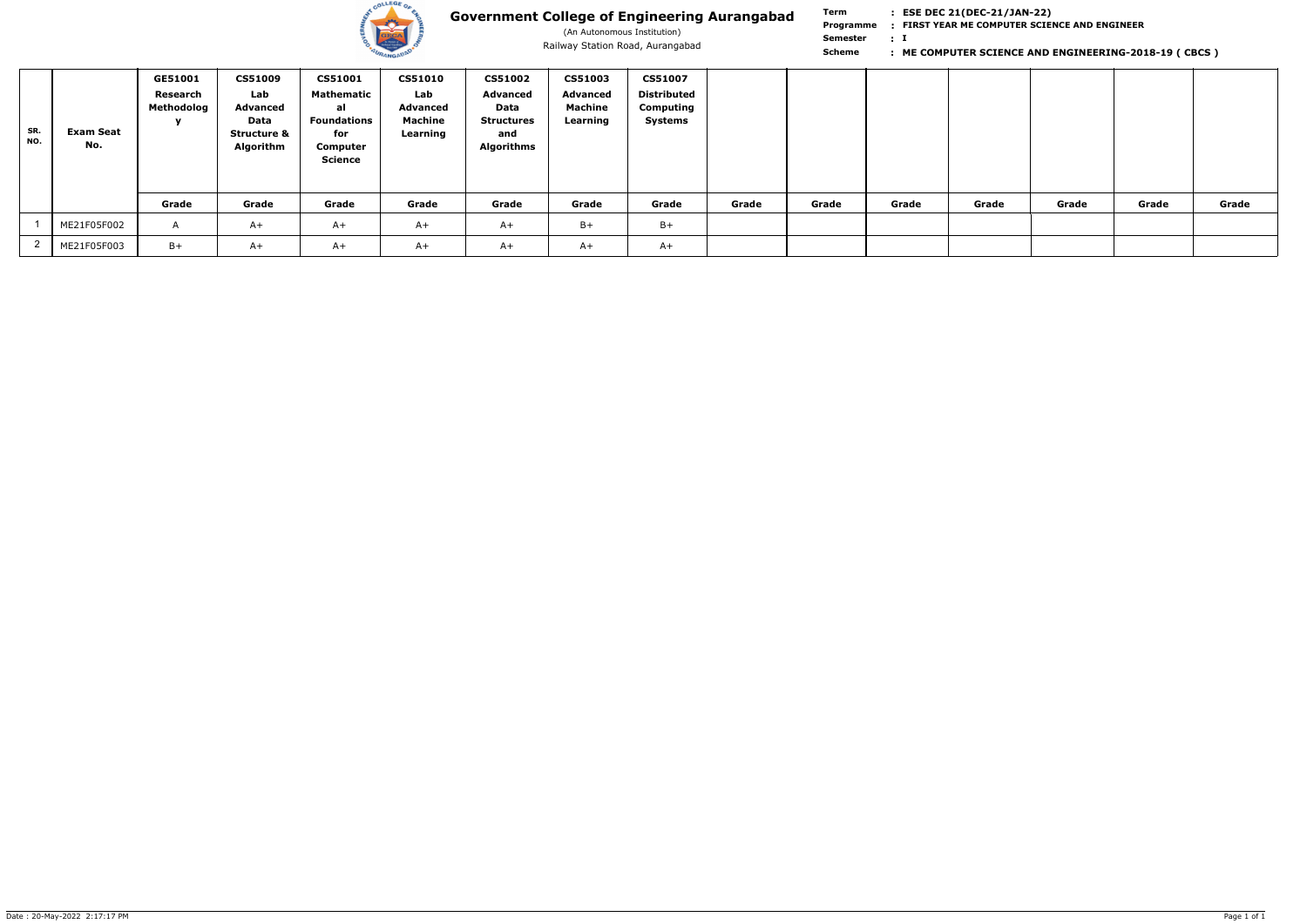# Government College of Engineering Aurangabad

(An Autonomous Institution)

Railway Station Road, Aurangabad

**Term** : **ESE DEC 21(DEC-21/JAN-22)**
**Programme** : **FIRST YEAR ME COMPUTER SCIENCE AND ENGINEER**
**Semester** : **I**
**Scheme** : **ME COMPUTER SCIENCE AND ENGINEERING-2018-19 ( CBCS )**

| SR. NO. | Exam Seat No. | GE51001 Research Methodology | CS51009 Lab Advanced Data Structure & Algorithm | CS51001 Mathematical Foundations for Computer Science | CS51010 Lab Advanced Machine Learning | CS51002 Advanced Data Structures and Algorithms | CS51003 Advanced Machine Learning | CS51007 Distributed Computing Systems | | | | | | | |
|---|---|---|---|---|---|---|---|---|---|---|---|---|---|---|---|
| | | Grade | Grade | Grade | Grade | Grade | Grade | Grade | Grade | Grade | Grade | Grade | Grade | Grade | Grade |
| 1 | ME21F05F002 | A | A+ | A+ | A+ | A+ | B+ | B+ | | | | | | | |
| 2 | ME21F05F003 | B+ | A+ | A+ | A+ | A+ | A+ | A+ | | | | | | | |

Date : 20-May-2022 2:17:17 PM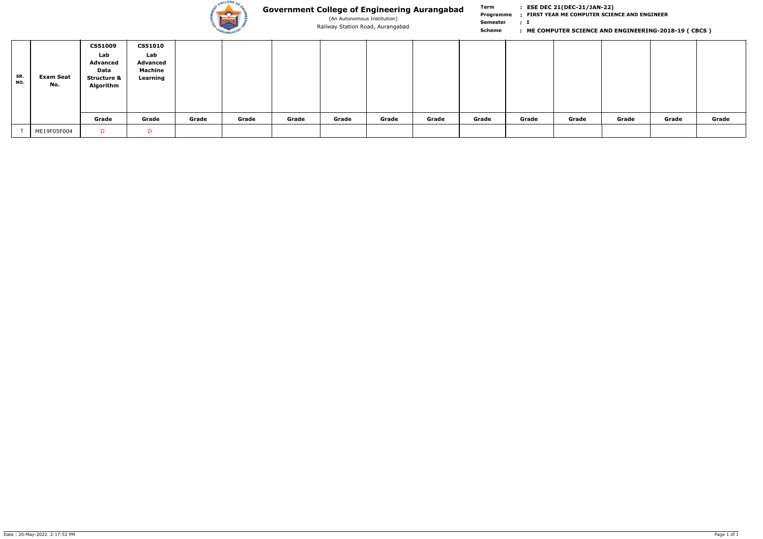# Government College of Engineering Aurangabad

(An Autonomous Institution)

Railway Station Road, Aurangabad

**Term** : **ESE DEC 21(DEC-21/JAN-22)**

**Programme** : **FIRST YEAR ME COMPUTER SCIENCE AND ENGINEER**

**Semester** : **I**

**Scheme** : **ME COMPUTER SCIENCE AND ENGINEERING-2018-19 ( CBCS )**

| SR. NO. | Exam Seat No. | CS51009 Lab Advanced Data Structure & Algorithm | CS51010 Lab Advanced Machine Learning | | | | | | | | | | | | |
|---|---|---|---|---|---|---|---|---|---|---|---|---|---|---|---|
| | | Grade | Grade | Grade | Grade | Grade | Grade | Grade | Grade | Grade | Grade | Grade | Grade | Grade | Grade |
| 1 | ME19F05F004 | D | D | | | | | | | | | | | | |

Date : 20-May-2022 2:17:52 PM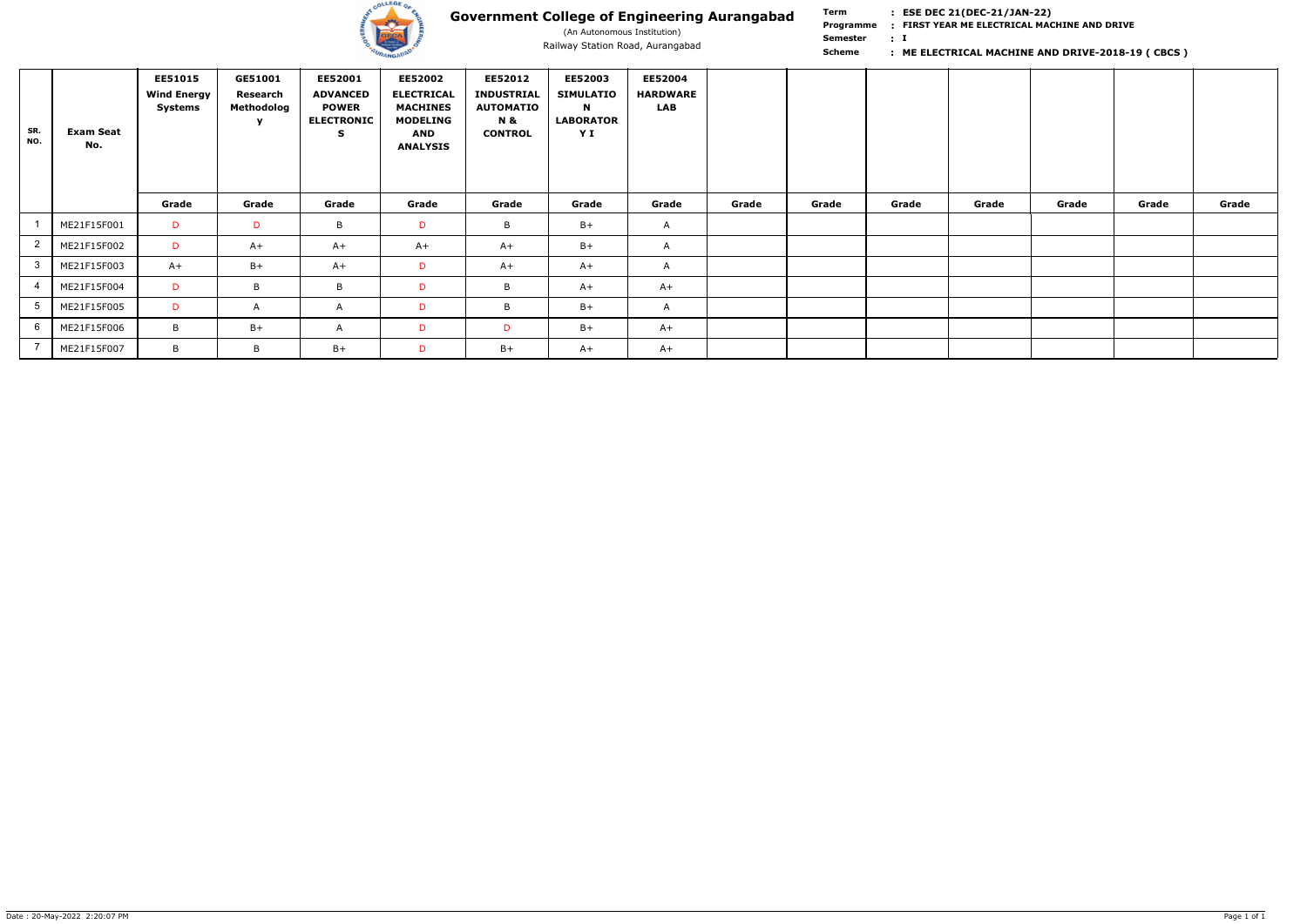# Government College of Engineering Aurangabad

(An Autonomous Institution)

Railway Station Road, Aurangabad

**Term** : **ESE DEC 21(DEC-21/JAN-22)**
**Programme** : **FIRST YEAR ME ELECTRICAL MACHINE AND DRIVE**
**Semester** : **I**
**Scheme** : **ME ELECTRICAL MACHINE AND DRIVE-2018-19 ( CBCS )**

| SR. NO. | Exam Seat No. | EE51015 Wind Energy Systems | GE51001 Research Methodology | EE52001 ADVANCED POWER ELECTRONICS | EE52002 ELECTRICAL MACHINES MODELING AND ANALYSIS | EE52012 INDUSTRIAL AUTOMATION & CONTROL | EE52003 SIMULATION LABORATORY I | EE52004 HARDWARE LAB | | | | | | | |
|---|---|---|---|---|---|---|---|---|---|---|---|---|---|---|---|
| | | Grade | Grade | Grade | Grade | Grade | Grade | Grade | Grade | Grade | Grade | Grade | Grade | Grade | Grade |
| 1 | ME21F15F001 | D | D | B | D | B | B+ | A | | | | | | | |
| 2 | ME21F15F002 | D | A+ | A+ | A+ | A+ | B+ | A | | | | | | | |
| 3 | ME21F15F003 | A+ | B+ | A+ | D | A+ | A+ | A | | | | | | | |
| 4 | ME21F15F004 | D | B | B | D | B | A+ | A+ | | | | | | | |
| 5 | ME21F15F005 | D | A | A | D | B | B+ | A | | | | | | | |
| 6 | ME21F15F006 | B | B+ | A | D | D | B+ | A+ | | | | | | | |
| 7 | ME21F15F007 | B | B | B+ | D | B+ | A+ | A+ | | | | | | | |

Date : 20-May-2022 2:20:07 PM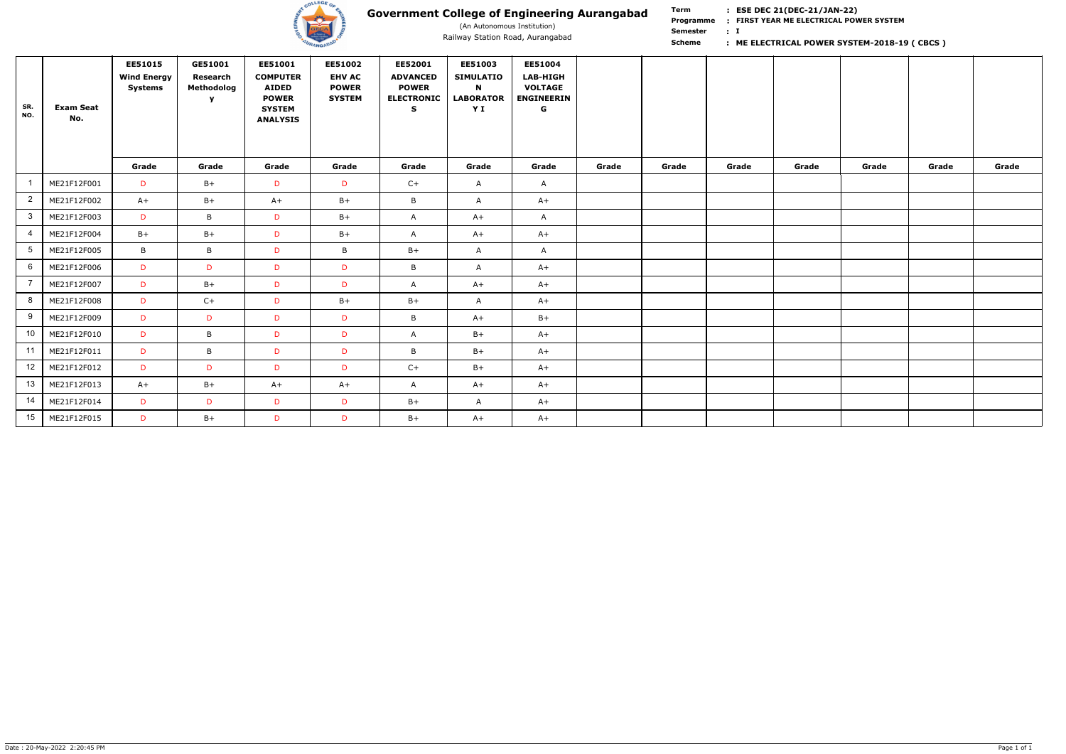# Government College of Engineering Aurangabad

(An Autonomous Institution)

Railway Station Road, Aurangabad

**Term** : **ESE DEC 21(DEC-21/JAN-22)**
**Programme** : **FIRST YEAR ME ELECTRICAL POWER SYSTEM**
**Semester** : **I**
**Scheme** : **ME ELECTRICAL POWER SYSTEM-2018-19 ( CBCS )**

| SR. NO. | Exam Seat No. | EE51015 Wind Energy Systems | GE51001 Research Methodology | EE51001 COMPUTER AIDED POWER SYSTEM ANALYSIS | EE51002 EHV AC POWER SYSTEM | EE52001 ADVANCED POWER ELECTRONICS | EE51003 SIMULATION LABORATORY I | EE51004 LAB-HIGH VOLTAGE ENGINEERING | | | | | | | |
|---|---|---|---|---|---|---|---|---|---|---|---|---|---|---|---|
| | | Grade | Grade | Grade | Grade | Grade | Grade | Grade | Grade | Grade | Grade | Grade | Grade | Grade | Grade |
| 1 | ME21F12F001 | D | B+ | D | D | C+ | A | A | | | | | | | |
| 2 | ME21F12F002 | A+ | B+ | A+ | B+ | B | A | A+ | | | | | | | |
| 3 | ME21F12F003 | D | B | D | B+ | A | A+ | A | | | | | | | |
| 4 | ME21F12F004 | B+ | B+ | D | B+ | A | A+ | A+ | | | | | | | |
| 5 | ME21F12F005 | B | B | D | B | B+ | A | A | | | | | | | |
| 6 | ME21F12F006 | D | D | D | D | B | A | A+ | | | | | | | |
| 7 | ME21F12F007 | D | B+ | D | D | A | A+ | A+ | | | | | | | |
| 8 | ME21F12F008 | D | C+ | D | B+ | B+ | A | A+ | | | | | | | |
| 9 | ME21F12F009 | D | D | D | D | B | A+ | B+ | | | | | | | |
| 10 | ME21F12F010 | D | B | D | D | A | B+ | A+ | | | | | | | |
| 11 | ME21F12F011 | D | B | D | D | B | B+ | A+ | | | | | | | |
| 12 | ME21F12F012 | D | D | D | D | C+ | B+ | A+ | | | | | | | |
| 13 | ME21F12F013 | A+ | B+ | A+ | A+ | A | A+ | A+ | | | | | | | |
| 14 | ME21F12F014 | D | D | D | D | B+ | A | A+ | | | | | | | |
| 15 | ME21F12F015 | D | B+ | D | D | B+ | A+ | A+ | | | | | | | |

Date : 20-May-2022 2:20:45 PM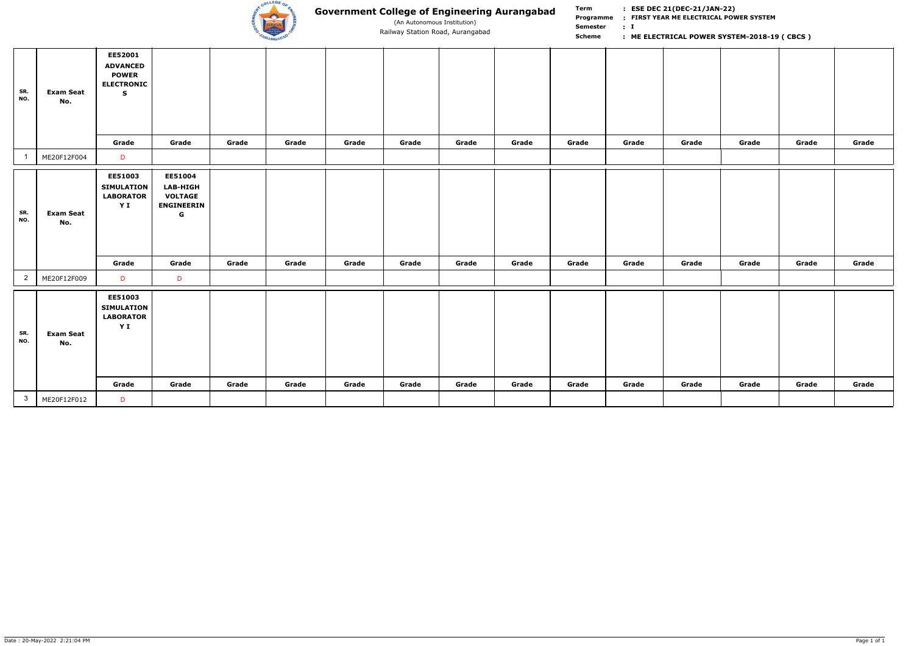# Government College of Engineering Aurangabad

(An Autonomous Institution)

Railway Station Road, Aurangabad

**Term** : **ESE DEC 21(DEC-21/JAN-22)**
**Programme** : **FIRST YEAR ME ELECTRICAL POWER SYSTEM**
**Semester** : **I**
**Scheme** : **ME ELECTRICAL POWER SYSTEM-2018-19 ( CBCS )**

| SR. NO. | Exam Seat No. | EE52001 ADVANCED POWER ELECTRONICS | | | | | | | | | | | | | |
|---|---|---|---|---|---|---|---|---|---|---|---|---|---|---|---|
| | | Grade | Grade | Grade | Grade | Grade | Grade | Grade | Grade | Grade | Grade | Grade | Grade | Grade | Grade |
| 1 | ME20F12F004 | D | | | | | | | | | | | | | |

| SR. NO. | Exam Seat No. | EE51003 SIMULATION LABORATORY I | EE51004 LAB-HIGH VOLTAGE ENGINEERING | | | | | | | | | | | | |
|---|---|---|---|---|---|---|---|---|---|---|---|---|---|---|---|
| | | Grade | Grade | Grade | Grade | Grade | Grade | Grade | Grade | Grade | Grade | Grade | Grade | Grade | Grade |
| 2 | ME20F12F009 | D | D | | | | | | | | | | | | |

| SR. NO. | Exam Seat No. | EE51003 SIMULATION LABORATORY I | | | | | | | | | | | | | |
|---|---|---|---|---|---|---|---|---|---|---|---|---|---|---|---|
| | | Grade | Grade | Grade | Grade | Grade | Grade | Grade | Grade | Grade | Grade | Grade | Grade | Grade | Grade |
| 3 | ME20F12F012 | D | | | | | | | | | | | | | |

Date : 20-May-2022 2:21:04 PM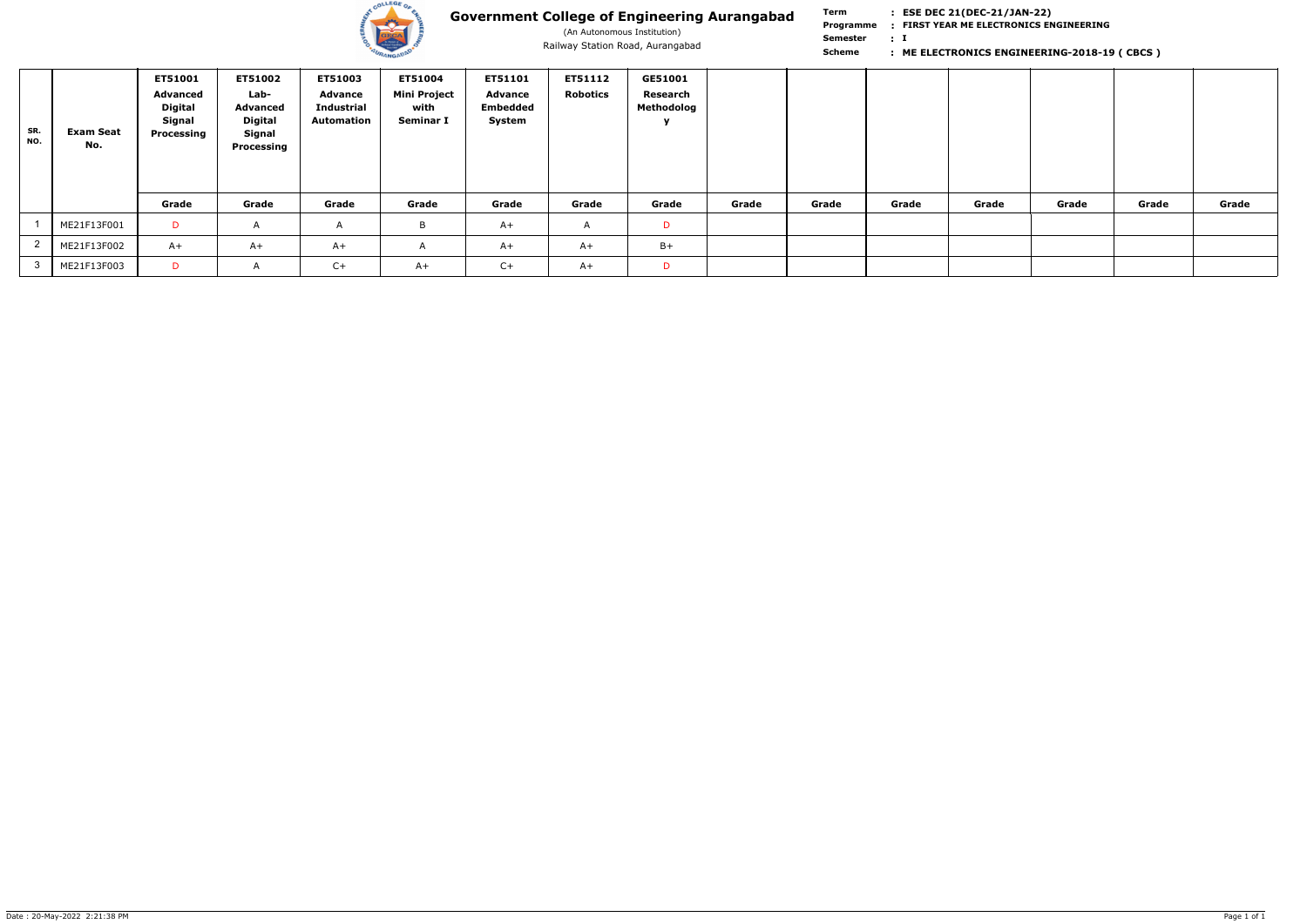# Government College of Engineering Aurangabad

(An Autonomous Institution)

Railway Station Road, Aurangabad

**Term** : **ESE DEC 21(DEC-21/JAN-22)**
**Programme** : **FIRST YEAR ME ELECTRONICS ENGINEERING**
**Semester** : **I**
**Scheme** : **ME ELECTRONICS ENGINEERING-2018-19 ( CBCS )**

| SR. NO. | Exam Seat No. | ET51001 Advanced Digital Signal Processing | ET51002 Lab-Advanced Digital Signal Processing | ET51003 Advance Industrial Automation | ET51004 Mini Project with Seminar I | ET51101 Advance Embedded System | ET51112 Robotics | GE51001 Research Methodology | | | | | | | |
|---|---|---|---|---|---|---|---|---|---|---|---|---|---|---|---|
| | | Grade | Grade | Grade | Grade | Grade | Grade | Grade | Grade | Grade | Grade | Grade | Grade | Grade | Grade |
| 1 | ME21F13F001 | D | A | A | B | A+ | A | D | | | | | | | |
| 2 | ME21F13F002 | A+ | A+ | A+ | A | A+ | A+ | B+ | | | | | | | |
| 3 | ME21F13F003 | D | A | C+ | A+ | C+ | A+ | D | | | | | | | |

Date : 20-May-2022 2:21:38 PM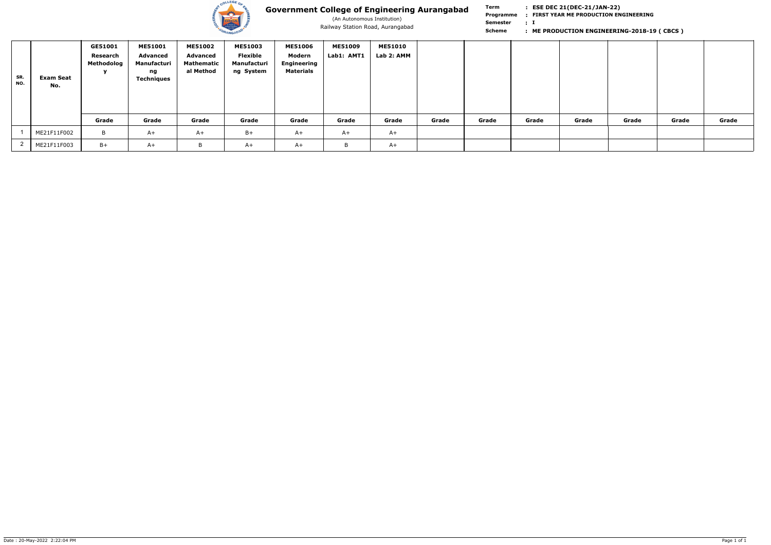# Government College of Engineering Aurangabad

(An Autonomous Institution)

Railway Station Road, Aurangabad

**Term** : **ESE DEC 21(DEC-21/JAN-22)**
**Programme** : **FIRST YEAR ME PRODUCTION ENGINEERING**
**Semester** : **I**
**Scheme** : **ME PRODUCTION ENGINEERING-2018-19 ( CBCS )**

| SR. NO. | Exam Seat No. | GE51001 Research Methodology | ME51001 Advanced Manufacturing Techniques | ME51002 Advanced Mathematical Method | ME51003 Flexible Manufacturing System | ME51006 Modern Engineering Materials | ME51009 Lab1: AMT1 | ME51010 Lab 2: AMM | | | | | | | |
|---|---|---|---|---|---|---|---|---|---|---|---|---|---|---|---|
| | | Grade | Grade | Grade | Grade | Grade | Grade | Grade | Grade | Grade | Grade | Grade | Grade | Grade | Grade |
| 1 | ME21F11F002 | B | A+ | A+ | B+ | A+ | A+ | A+ | | | | | | | |
| 2 | ME21F11F003 | B+ | A+ | B | A+ | A+ | B | A+ | | | | | | | |

Date : 20-May-2022 2:22:04 PM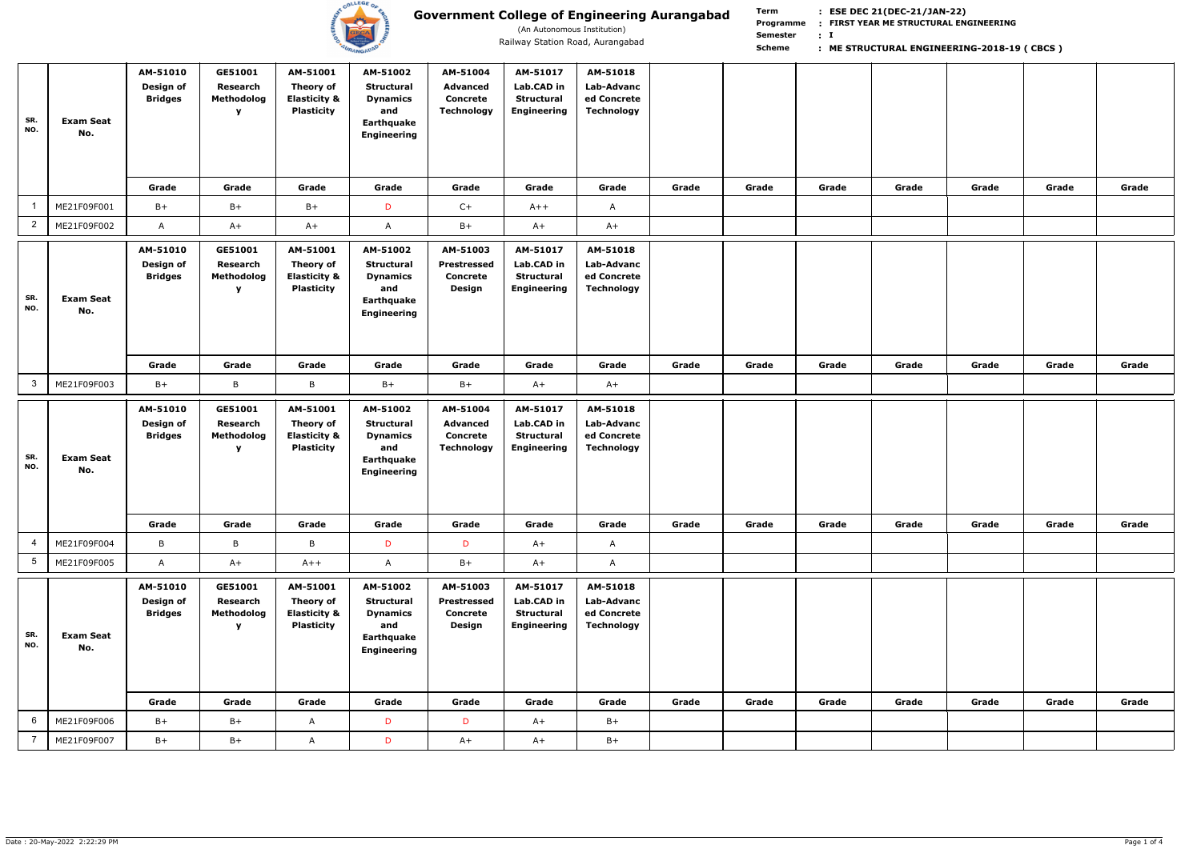# Government College of Engineering Aurangabad

(An Autonomous Institution)

Railway Station Road, Aurangabad

**Term** : ESE DEC 21(DEC-21/JAN-22)
**Programme** : FIRST YEAR ME STRUCTURAL ENGINEERING
**Semester** : I
**Scheme** : ME STRUCTURAL ENGINEERING-2018-19 ( CBCS )

| SR. NO. | Exam Seat No. | AM-51010 Design of Bridges | GE51001 Research Methodology | AM-51001 Theory of Elasticity & Plasticity | AM-51002 Structural Dynamics and Earthquake Engineering | AM-51004 Advanced Concrete Technology | AM-51017 Lab.CAD in Structural Engineering | AM-51018 Lab-Advanced Concrete Technology | | | | | | | |
|---|---|---|---|---|---|---|---|---|---|---|---|---|---|---|---|
| | | Grade | Grade | Grade | Grade | Grade | Grade | Grade | Grade | Grade | Grade | Grade | Grade | Grade | Grade |
| 1 | ME21F09F001 | B+ | B+ | B+ | D | C+ | A++ | A | | | | | | | |
| 2 | ME21F09F002 | A | A+ | A+ | A | B+ | A+ | A+ | | | | | | | |

| SR. NO. | Exam Seat No. | AM-51010 Design of Bridges | GE51001 Research Methodology | AM-51001 Theory of Elasticity & Plasticity | AM-51002 Structural Dynamics and Earthquake Engineering | AM-51003 Prestressed Concrete Design | AM-51017 Lab.CAD in Structural Engineering | AM-51018 Lab-Advanced Concrete Technology | | | | | | | |
|---|---|---|---|---|---|---|---|---|---|---|---|---|---|---|---|
| | | Grade | Grade | Grade | Grade | Grade | Grade | Grade | Grade | Grade | Grade | Grade | Grade | Grade | Grade |
| 3 | ME21F09F003 | B+ | B | B | B+ | B+ | A+ | A+ | | | | | | | |

| SR. NO. | Exam Seat No. | AM-51010 Design of Bridges | GE51001 Research Methodology | AM-51001 Theory of Elasticity & Plasticity | AM-51002 Structural Dynamics and Earthquake Engineering | AM-51004 Advanced Concrete Technology | AM-51017 Lab.CAD in Structural Engineering | AM-51018 Lab-Advanced Concrete Technology | | | | | | | |
|---|---|---|---|---|---|---|---|---|---|---|---|---|---|---|---|
| | | Grade | Grade | Grade | Grade | Grade | Grade | Grade | Grade | Grade | Grade | Grade | Grade | Grade | Grade |
| 4 | ME21F09F004 | B | B | B | D | D | A+ | A | | | | | | | |
| 5 | ME21F09F005 | A | A+ | A++ | A | B+ | A+ | A | | | | | | | |

| SR. NO. | Exam Seat No. | AM-51010 Design of Bridges | GE51001 Research Methodology | AM-51001 Theory of Elasticity & Plasticity | AM-51002 Structural Dynamics and Earthquake Engineering | AM-51003 Prestressed Concrete Design | AM-51017 Lab.CAD in Structural Engineering | AM-51018 Lab-Advanced Concrete Technology | | | | | | | |
|---|---|---|---|---|---|---|---|---|---|---|---|---|---|---|---|
| | | Grade | Grade | Grade | Grade | Grade | Grade | Grade | Grade | Grade | Grade | Grade | Grade | Grade | Grade |
| 6 | ME21F09F006 | B+ | B+ | A | D | D | A+ | B+ | | | | | | | |
| 7 | ME21F09F007 | B+ | B+ | A | D | A+ | A+ | B+ | | | | | | | |

Date : 20-May-2022 2:22:29 PM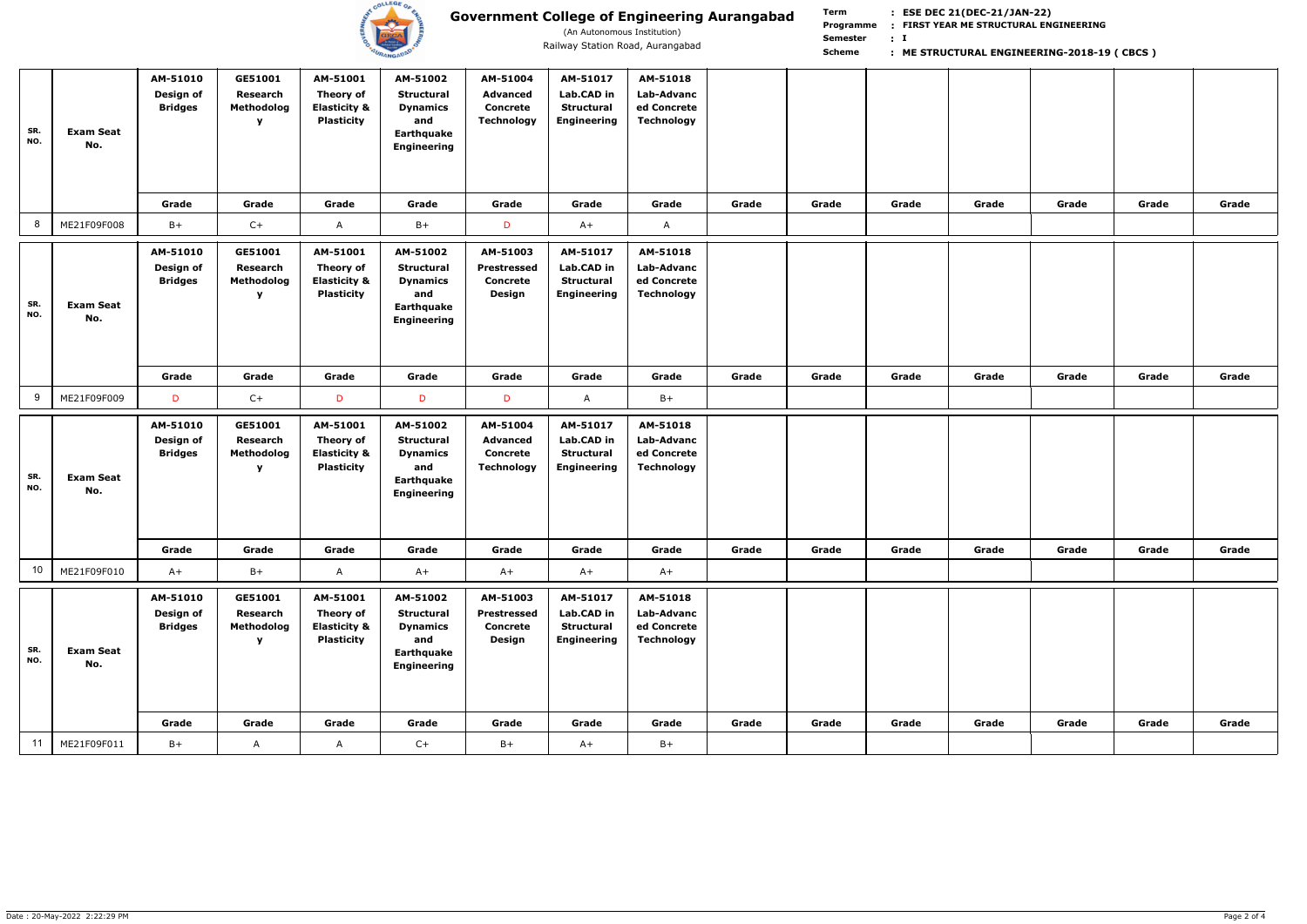# Government College of Engineering Aurangabad

(An Autonomous Institution)

Railway Station Road, Aurangabad

**Term** : ESE DEC 21(DEC-21/JAN-22)
**Programme** : FIRST YEAR ME STRUCTURAL ENGINEERING
**Semester** : I
**Scheme** : ME STRUCTURAL ENGINEERING-2018-19 ( CBCS )

| SR. NO. | Exam Seat No. | AM-51010 Design of Bridges | GE51001 Research Methodology | AM-51001 Theory of Elasticity & Plasticity | AM-51002 Structural Dynamics and Earthquake Engineering | AM-51004 Advanced Concrete Technology | AM-51017 Lab.CAD in Structural Engineering | AM-51018 Lab-Advanced Concrete Technology | | | | | | | |
|---|---|---|---|---|---|---|---|---|---|---|---|---|---|---|---|
| | | Grade | Grade | Grade | Grade | Grade | Grade | Grade | Grade | Grade | Grade | Grade | Grade | Grade | Grade |
| 8 | ME21F09F008 | B+ | C+ | A | B+ | D | A+ | A | | | | | | | |

| SR. NO. | Exam Seat No. | AM-51010 Design of Bridges | GE51001 Research Methodology | AM-51001 Theory of Elasticity & Plasticity | AM-51002 Structural Dynamics and Earthquake Engineering | AM-51003 Prestressed Concrete Design | AM-51017 Lab.CAD in Structural Engineering | AM-51018 Lab-Advanced Concrete Technology | | | | | | | |
|---|---|---|---|---|---|---|---|---|---|---|---|---|---|---|---|
| | | Grade | Grade | Grade | Grade | Grade | Grade | Grade | Grade | Grade | Grade | Grade | Grade | Grade | Grade |
| 9 | ME21F09F009 | D | C+ | D | D | D | A | B+ | | | | | | | |

| SR. NO. | Exam Seat No. | AM-51010 Design of Bridges | GE51001 Research Methodology | AM-51001 Theory of Elasticity & Plasticity | AM-51002 Structural Dynamics and Earthquake Engineering | AM-51004 Advanced Concrete Technology | AM-51017 Lab.CAD in Structural Engineering | AM-51018 Lab-Advanced Concrete Technology | | | | | | | |
|---|---|---|---|---|---|---|---|---|---|---|---|---|---|---|---|
| | | Grade | Grade | Grade | Grade | Grade | Grade | Grade | Grade | Grade | Grade | Grade | Grade | Grade | Grade |
| 10 | ME21F09F010 | A+ | B+ | A | A+ | A+ | A+ | A+ | | | | | | | |

| SR. NO. | Exam Seat No. | AM-51010 Design of Bridges | GE51001 Research Methodology | AM-51001 Theory of Elasticity & Plasticity | AM-51002 Structural Dynamics and Earthquake Engineering | AM-51003 Prestressed Concrete Design | AM-51017 Lab.CAD in Structural Engineering | AM-51018 Lab-Advanced Concrete Technology | | | | | | | |
|---|---|---|---|---|---|---|---|---|---|---|---|---|---|---|---|
| | | Grade | Grade | Grade | Grade | Grade | Grade | Grade | Grade | Grade | Grade | Grade | Grade | Grade | Grade |
| 11 | ME21F09F011 | B+ | A | A | C+ | B+ | A+ | B+ | | | | | | | |

Date : 20-May-2022 2:22:29 PM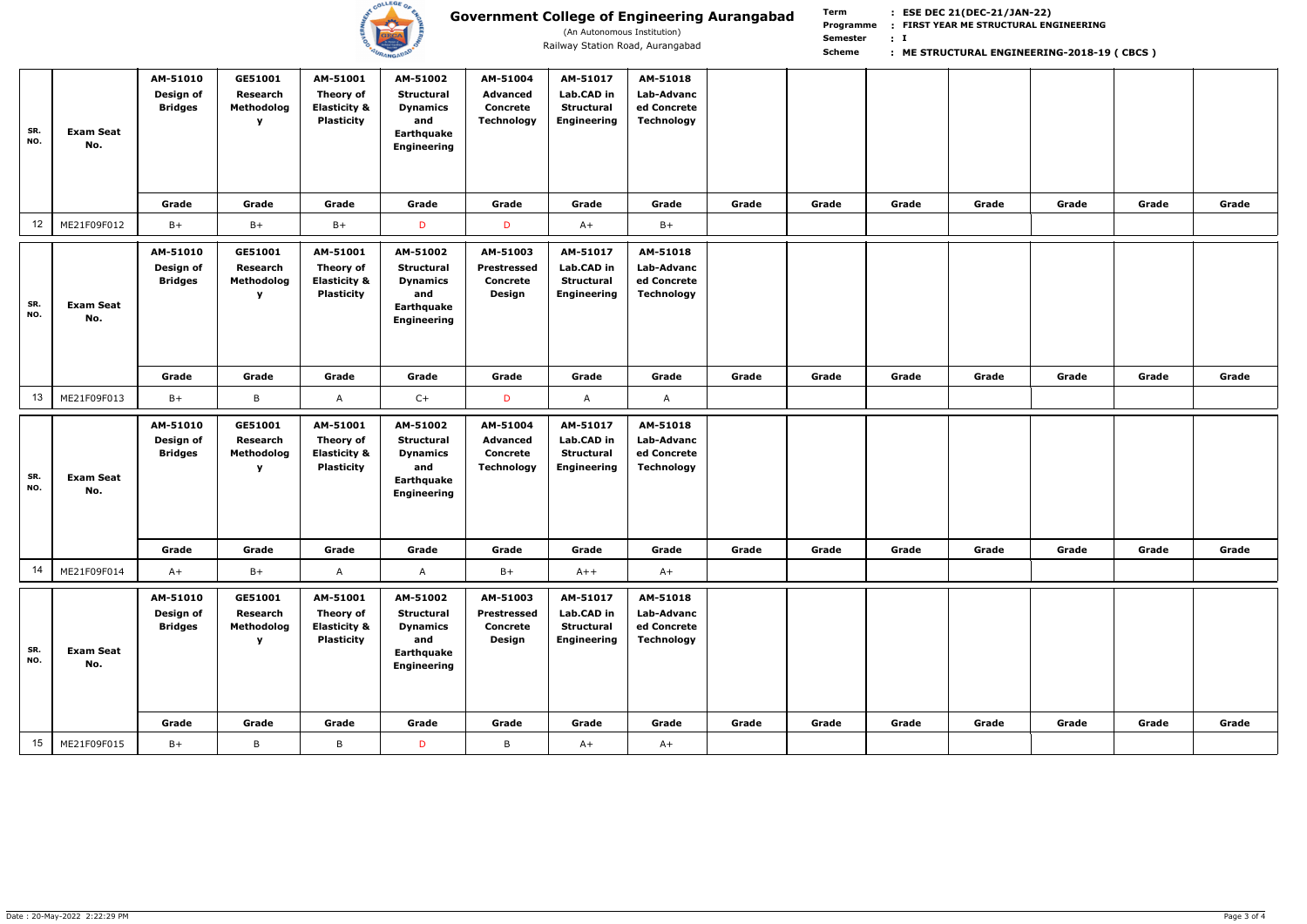# Government College of Engineering Aurangabad

(An Autonomous Institution)

Railway Station Road, Aurangabad

**Term** : ESE DEC 21(DEC-21/JAN-22)
**Programme** : FIRST YEAR ME STRUCTURAL ENGINEERING
**Semester** : I
**Scheme** : ME STRUCTURAL ENGINEERING-2018-19 ( CBCS )

| SR. NO. | Exam Seat No. | AM-51010 Design of Bridges | GE51001 Research Methodology | AM-51001 Theory of Elasticity & Plasticity | AM-51002 Structural Dynamics and Earthquake Engineering | AM-51004 Advanced Concrete Technology | AM-51017 Lab.CAD in Structural Engineering | AM-51018 Lab-Advanced Concrete Technology | | | | | | | |
|---|---|---|---|---|---|---|---|---|---|---|---|---|---|---|---|
| | | Grade | Grade | Grade | Grade | Grade | Grade | Grade | Grade | Grade | Grade | Grade | Grade | Grade | Grade |
| 12 | ME21F09F012 | B+ | B+ | B+ | D | D | A+ | B+ | | | | | | | |

| SR. NO. | Exam Seat No. | AM-51010 Design of Bridges | GE51001 Research Methodology | AM-51001 Theory of Elasticity & Plasticity | AM-51002 Structural Dynamics and Earthquake Engineering | AM-51003 Prestressed Concrete Design | AM-51017 Lab.CAD in Structural Engineering | AM-51018 Lab-Advanced Concrete Technology | | | | | | | |
|---|---|---|---|---|---|---|---|---|---|---|---|---|---|---|---|
| | | Grade | Grade | Grade | Grade | Grade | Grade | Grade | Grade | Grade | Grade | Grade | Grade | Grade | Grade |
| 13 | ME21F09F013 | B+ | B | A | C+ | D | A | A | | | | | | | |

| SR. NO. | Exam Seat No. | AM-51010 Design of Bridges | GE51001 Research Methodology | AM-51001 Theory of Elasticity & Plasticity | AM-51002 Structural Dynamics and Earthquake Engineering | AM-51004 Advanced Concrete Technology | AM-51017 Lab.CAD in Structural Engineering | AM-51018 Lab-Advanced Concrete Technology | | | | | | | |
|---|---|---|---|---|---|---|---|---|---|---|---|---|---|---|---|
| | | Grade | Grade | Grade | Grade | Grade | Grade | Grade | Grade | Grade | Grade | Grade | Grade | Grade | Grade |
| 14 | ME21F09F014 | A+ | B+ | A | A | B+ | A++ | A+ | | | | | | | |

| SR. NO. | Exam Seat No. | AM-51010 Design of Bridges | GE51001 Research Methodology | AM-51001 Theory of Elasticity & Plasticity | AM-51002 Structural Dynamics and Earthquake Engineering | AM-51003 Prestressed Concrete Design | AM-51017 Lab.CAD in Structural Engineering | AM-51018 Lab-Advanced Concrete Technology | | | | | | | |
|---|---|---|---|---|---|---|---|---|---|---|---|---|---|---|---|
| | | Grade | Grade | Grade | Grade | Grade | Grade | Grade | Grade | Grade | Grade | Grade | Grade | Grade | Grade |
| 15 | ME21F09F015 | B+ | B | B | D | B | A+ | A+ | | | | | | | |

Date : 20-May-2022 2:22:29 PM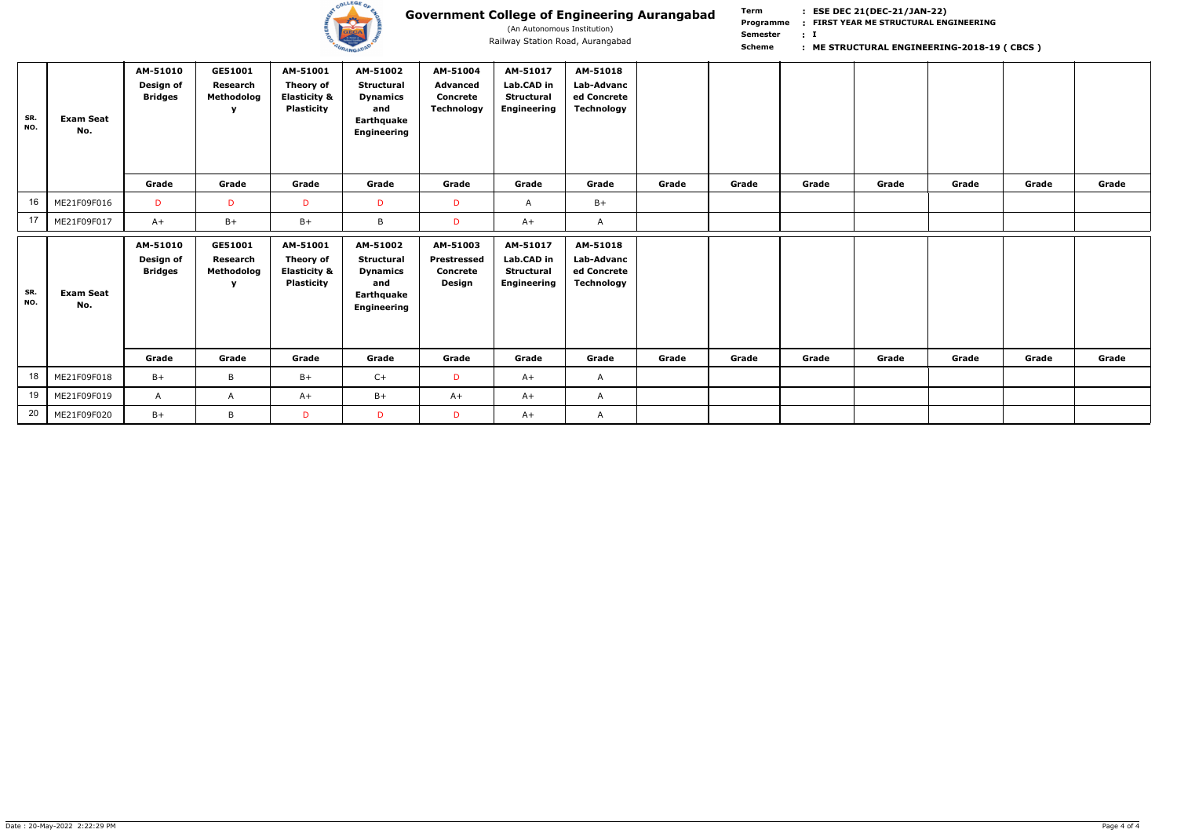# Government College of Engineering Aurangabad

(An Autonomous Institution)

Railway Station Road, Aurangabad

**Term** : ESE DEC 21(DEC-21/JAN-22)

**Programme** : FIRST YEAR ME STRUCTURAL ENGINEERING

**Semester** : I

**Scheme** : ME STRUCTURAL ENGINEERING-2018-19 ( CBCS )

| SR. NO. | Exam Seat No. | AM-51010 Design of Bridges | GE51001 Research Methodology | AM-51001 Theory of Elasticity & Plasticity | AM-51002 Structural Dynamics and Earthquake Engineering | AM-51004 Advanced Concrete Technology | AM-51017 Lab.CAD in Structural Engineering | AM-51018 Lab-Advanced Concrete Technology | | | | | | | |
|---|---|---|---|---|---|---|---|---|---|---|---|---|---|---|---|
| | | Grade | Grade | Grade | Grade | Grade | Grade | Grade | Grade | Grade | Grade | Grade | Grade | Grade | Grade |
| 16 | ME21F09F016 | D | D | D | D | D | A | B+ | | | | | | | |
| 17 | ME21F09F017 | A+ | B+ | B+ | B | D | A+ | A | | | | | | | |

| SR. NO. | Exam Seat No. | AM-51010 Design of Bridges | GE51001 Research Methodology | AM-51001 Theory of Elasticity & Plasticity | AM-51002 Structural Dynamics and Earthquake Engineering | AM-51003 Prestressed Concrete Design | AM-51017 Lab.CAD in Structural Engineering | AM-51018 Lab-Advanced Concrete Technology | | | | | | | |
|---|---|---|---|---|---|---|---|---|---|---|---|---|---|---|---|
| | | Grade | Grade | Grade | Grade | Grade | Grade | Grade | Grade | Grade | Grade | Grade | Grade | Grade | Grade |
| 18 | ME21F09F018 | B+ | B | B+ | C+ | D | A+ | A | | | | | | | |
| 19 | ME21F09F019 | A | A | A+ | B+ | A+ | A+ | A | | | | | | | |
| 20 | ME21F09F020 | B+ | B | D | D | D | A+ | A | | | | | | | |

Date : 20-May-2022 2:22:29 PM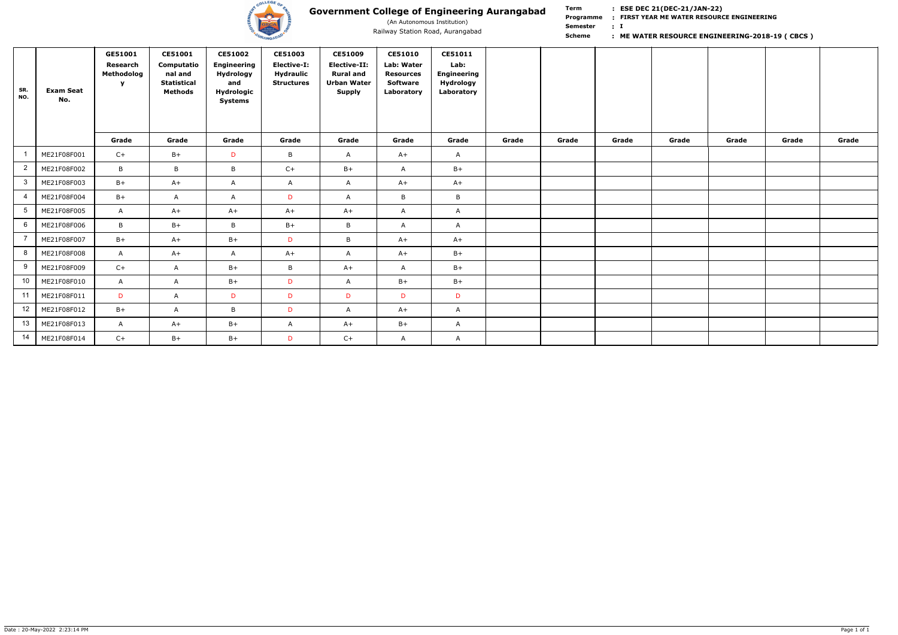# Government College of Engineering Aurangabad

(An Autonomous Institution)

Railway Station Road, Aurangabad

**Term** : **ESE DEC 21(DEC-21/JAN-22)**
**Programme** : **FIRST YEAR ME WATER RESOURCE ENGINEERING**
**Semester** : **I**
**Scheme** : **ME WATER RESOURCE ENGINEERING-2018-19 ( CBCS )**

| SR. NO. | Exam Seat No. | GE51001 Research Methodology | CE51001 Computational and Statistical Methods | CE51002 Engineering Hydrology and Hydrologic Systems | CE51003 Elective-I: Hydraulic Structures | CE51009 Elective-II: Rural and Urban Water Supply | CE51010 Lab: Water Resources Software Laboratory | CE51011 Lab: Engineering Hydrology Laboratory | | | | | | | |
|---|---|---|---|---|---|---|---|---|---|---|---|---|---|---|---|
| | | Grade | Grade | Grade | Grade | Grade | Grade | Grade | Grade | Grade | Grade | Grade | Grade | Grade | Grade |
| 1 | ME21F08F001 | C+ | B+ | D | B | A | A+ | A | | | | | | | |
| 2 | ME21F08F002 | B | B | B | C+ | B+ | A | B+ | | | | | | | |
| 3 | ME21F08F003 | B+ | A+ | A | A | A | A+ | A+ | | | | | | | |
| 4 | ME21F08F004 | B+ | A | A | D | A | B | B | | | | | | | |
| 5 | ME21F08F005 | A | A+ | A+ | A+ | A+ | A | A | | | | | | | |
| 6 | ME21F08F006 | B | B+ | B | B+ | B | A | A | | | | | | | |
| 7 | ME21F08F007 | B+ | A+ | B+ | D | B | A+ | A+ | | | | | | | |
| 8 | ME21F08F008 | A | A+ | A | A+ | A | A+ | B+ | | | | | | | |
| 9 | ME21F08F009 | C+ | A | B+ | B | A+ | A | B+ | | | | | | | |
| 10 | ME21F08F010 | A | A | B+ | D | A | B+ | B+ | | | | | | | |
| 11 | ME21F08F011 | D | A | D | D | D | D | D | | | | | | | |
| 12 | ME21F08F012 | B+ | A | B | D | A | A+ | A | | | | | | | |
| 13 | ME21F08F013 | A | A+ | B+ | A | A+ | B+ | A | | | | | | | |
| 14 | ME21F08F014 | C+ | B+ | B+ | D | C+ | A | A | | | | | | | |

Date : 20-May-2022 2:23:14 PM